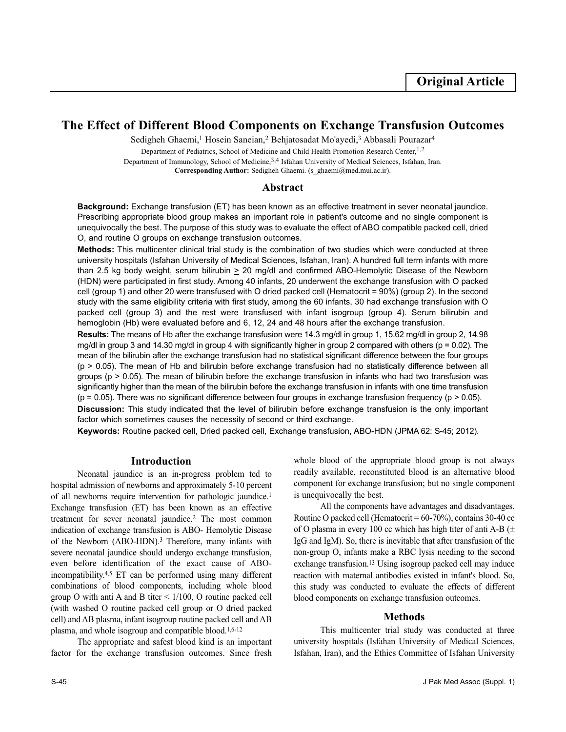**Original Article**

# The Effect of Different Blood Components on Exchange Transfusion Outcomes

Sedigheh Ghaemi,[1] Hosein Saneian,[2] Behjatosadat Mo'ayedi,[3] Abbasali Pourazar[4]

Department of Pediatrics, School of Medicine and Child Health Promotion Research Center,[1,2]

Department of Immunology, School of Medicine,[3,4] Isfahan University of Medical Sciences, Isfahan, Iran.

**Corresponding Author:** Sedigheh Ghaemi. (s_ghaemi@med.mui.ac.ir).

## Abstract

**Background:** Exchange transfusion (ET) has been known as an effective treatment in sever neonatal jaundice. Prescribing appropriate blood group makes an important role in patient's outcome and no single component is unequivocally the best. The purpose of this study was to evaluate the effect of ABO compatible packed cell, dried O, and routine O groups on exchange transfusion outcomes.

**Methods:** This multicenter clinical trial study is the combination of two studies which were conducted at three university hospitals (Isfahan University of Medical Sciences, Isfahan, Iran). A hundred full term infants with more than 2.5 kg body weight, serum bilirubin $\geq$ 20 mg/dl and confirmed ABO-Hemolytic Disease of the Newborn (HDN) were participated in first study. Among 40 infants, 20 underwent the exchange transfusion with O packed cell (group 1) and other 20 were transfused with O dried packed cell (Hematocrit = 90%) (group 2). In the second study with the same eligibility criteria with first study, among the 60 infants, 30 had exchange transfusion with O packed cell (group 3) and the rest were transfused with infant isogroup (group 4). Serum bilirubin and hemoglobin (Hb) were evaluated before and 6, 12, 24 and 48 hours after the exchange transfusion.

**Results:** The means of Hb after the exchange transfusion were 14.3 mg/dl in group 1, 15.62 mg/dl in group 2, 14.98 mg/dl in group 3 and 14.30 mg/dl in group 4 with significantly higher in group 2 compared with others ($p = 0.02$). The mean of the bilirubin after the exchange transfusion had no statistical significant difference between the four groups ($p > 0.05$). The mean of Hb and bilirubin before exchange transfusion had no statistically difference between all groups ($p > 0.05$). The mean of bilirubin before the exchange transfusion in infants who had two transfusion was significantly higher than the mean of the bilirubin before the exchange transfusion in infants with one time transfusion ($p = 0.05$). There was no significant difference between four groups in exchange transfusion frequency ($p > 0.05$).

**Discussion:** This study indicated that the level of bilirubin before exchange transfusion is the only important factor which sometimes causes the necessity of second or third exchange.

**Keywords:** Routine packed cell, Dried packed cell, Exchange transfusion, ABO-HDN (JPMA 62: S-45; 2012).

## Introduction

Neonatal jaundice is an in-progress problem ted to hospital admission of newborns and approximately 5-10 percent of all newborns require intervention for pathologic jaundice.[1] Exchange transfusion (ET) has been known as an effective treatment for sever neonatal jaundice.[2] The most common indication of exchange transfusion is ABO- Hemolytic Disease of the Newborn (ABO-HDN).[3] Therefore, many infants with severe neonatal jaundice should undergo exchange transfusion, even before identification of the exact cause of ABO-incompatibility.[4,5] ET can be performed using many different combinations of blood components, including whole blood group O with anti A and B titer $\leq$ 1/100, O routine packed cell (with washed O routine packed cell group or O dried packed cell) and AB plasma, infant isogroup routine packed cell and AB plasma, and whole isogroup and compatible blood.[1,6-12]

The appropriate and safest blood kind is an important factor for the exchange transfusion outcomes. Since fresh whole blood of the appropriate blood group is not always readily available, reconstituted blood is an alternative blood component for exchange transfusion; but no single component is unequivocally the best.

All the components have advantages and disadvantages. Routine O packed cell (Hematocrit = 60-70%), contains 30-40 cc of O plasma in every 100 cc which has high titer of anti A-B ($\pm$ IgG and IgM). So, there is inevitable that after transfusion of the non-group O, infants make a RBC lysis needing to the second exchange transfusion.[13] Using isogroup packed cell may induce reaction with maternal antibodies existed in infant's blood. So, this study was conducted to evaluate the effects of different blood components on exchange transfusion outcomes.

## Methods

This multicenter trial study was conducted at three university hospitals (Isfahan University of Medical Sciences, Isfahan, Iran), and the Ethics Committee of Isfahan University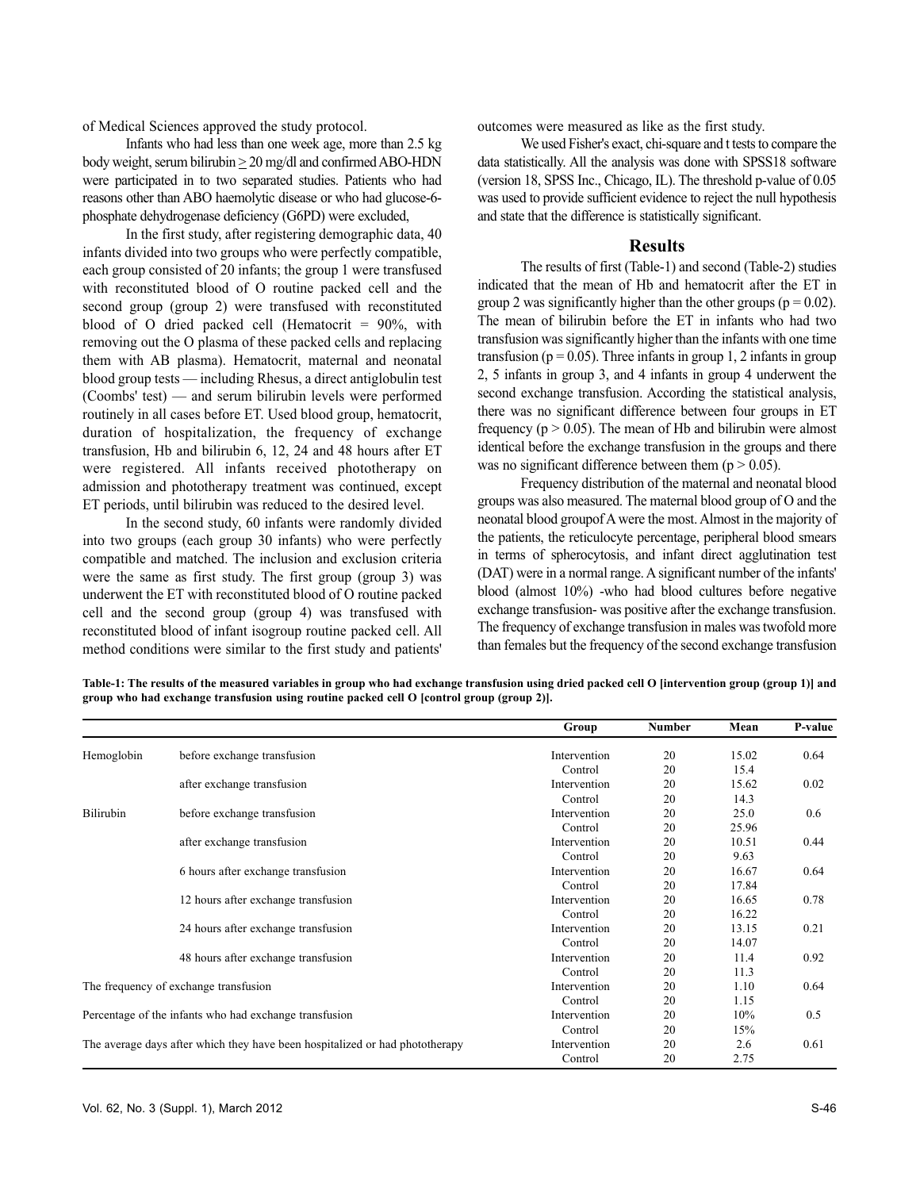of Medical Sciences approved the study protocol.

Infants who had less than one week age, more than 2.5 kg body weight, serum bilirubin $\geq$ 20 mg/dl and confirmed ABO-HDN were participated in to two separated studies. Patients who had reasons other than ABO haemolytic disease or who had glucose-6-phosphate dehydrogenase deficiency (G6PD) were excluded,

In the first study, after registering demographic data, 40 infants divided into two groups who were perfectly compatible, each group consisted of 20 infants; the group 1 were transfused with reconstituted blood of O routine packed cell and the second group (group 2) were transfused with reconstituted blood of O dried packed cell (Hematocrit = 90%, with removing out the O plasma of these packed cells and replacing them with AB plasma). Hematocrit, maternal and neonatal blood group tests — including Rhesus, a direct antiglobulin test (Coombs' test) — and serum bilirubin levels were performed routinely in all cases before ET. Used blood group, hematocrit, duration of hospitalization, the frequency of exchange transfusion, Hb and bilirubin 6, 12, 24 and 48 hours after ET were registered. All infants received phototherapy on admission and phototherapy treatment was continued, except ET periods, until bilirubin was reduced to the desired level.

In the second study, 60 infants were randomly divided into two groups (each group 30 infants) who were perfectly compatible and matched. The inclusion and exclusion criteria were the same as first study. The first group (group 3) was underwent the ET with reconstituted blood of O routine packed cell and the second group (group 4) was transfused with reconstituted blood of infant isogroup routine packed cell. All method conditions were similar to the first study and patients' outcomes were measured as like as the first study.

We used Fisher's exact, chi-square and t tests to compare the data statistically. All the analysis was done with SPSS18 software (version 18, SPSS Inc., Chicago, IL). The threshold p-value of 0.05 was used to provide sufficient evidence to reject the null hypothesis and state that the difference is statistically significant.

## Results

The results of first (Table-1) and second (Table-2) studies indicated that the mean of Hb and hematocrit after the ET in group 2 was significantly higher than the other groups ($p = 0.02$). The mean of bilirubin before the ET in infants who had two transfusion was significantly higher than the infants with one time transfusion ($p = 0.05$). Three infants in group 1, 2 infants in group 2, 5 infants in group 3, and 4 infants in group 4 underwent the second exchange transfusion. According the statistical analysis, there was no significant difference between four groups in ET frequency ($p > 0.05$). The mean of Hb and bilirubin were almost identical before the exchange transfusion in the groups and there was no significant difference between them ($p > 0.05$).

Frequency distribution of the maternal and neonatal blood groups was also measured. The maternal blood group of O and the neonatal blood groupof A were the most. Almost in the majority of the patients, the reticulocyte percentage, peripheral blood smears in terms of spherocytosis, and infant direct agglutination test (DAT) were in a normal range. A significant number of the infants' blood (almost 10%) -who had blood cultures before negative exchange transfusion- was positive after the exchange transfusion. The frequency of exchange transfusion in males was twofold more than females but the frequency of the second exchange transfusion

**Table-1: The results of the measured variables in group who had exchange transfusion using dried packed cell O [intervention group (group 1)] and group who had exchange transfusion using routine packed cell O [control group (group 2)].**

| | | Group | Number | Mean | P-value |
|---|---|---|---|---|---|
| Hemoglobin | before exchange transfusion | Intervention | 20 | 15.02 | 0.64 |
| | | Control | 20 | 15.4 | |
| | after exchange transfusion | Intervention | 20 | 15.62 | 0.02 |
| | | Control | 20 | 14.3 | |
| Bilirubin | before exchange transfusion | Intervention | 20 | 25.0 | 0.6 |
| | | Control | 20 | 25.96 | |
| | after exchange transfusion | Intervention | 20 | 10.51 | 0.44 |
| | | Control | 20 | 9.63 | |
| | 6 hours after exchange transfusion | Intervention | 20 | 16.67 | 0.64 |
| | | Control | 20 | 17.84 | |
| | 12 hours after exchange transfusion | Intervention | 20 | 16.65 | 0.78 |
| | | Control | 20 | 16.22 | |
| | 24 hours after exchange transfusion | Intervention | 20 | 13.15 | 0.21 |
| | | Control | 20 | 14.07 | |
| | 48 hours after exchange transfusion | Intervention | 20 | 11.4 | 0.92 |
| | | Control | 20 | 11.3 | |
| The frequency of exchange transfusion | | Intervention | 20 | 1.10 | 0.64 |
| | | Control | 20 | 1.15 | |
| Percentage of the infants who had exchange transfusion | | Intervention | 20 | 10% | 0.5 |
| | | Control | 20 | 15% | |
| The average days after which they have been hospitalized or had phototherapy | | Intervention | 20 | 2.6 | 0.61 |
| | | Control | 20 | 2.75 | |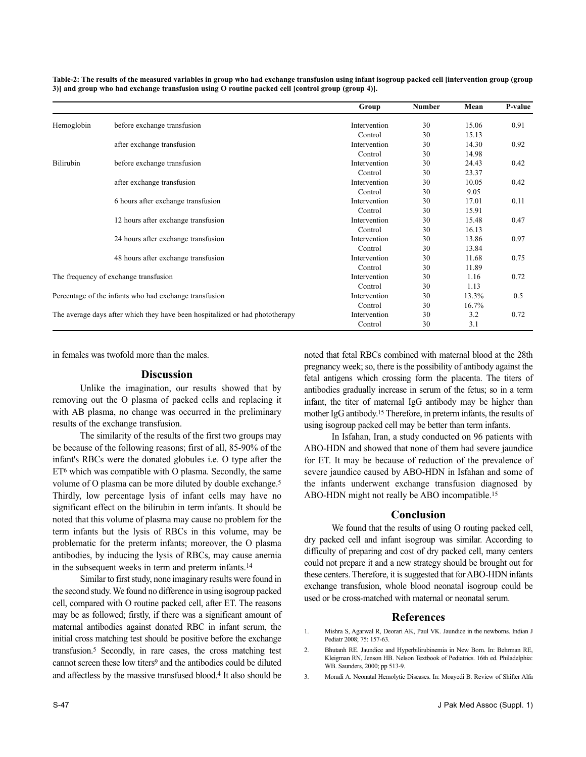**Table-2: The results of the measured variables in group who had exchange transfusion using infant isogroup packed cell [intervention group (group 3)] and group who had exchange transfusion using O routine packed cell [control group (group 4)].**

| | | Group | Number | Mean | P-value |
|---|---|---|---|---|---|
| Hemoglobin | before exchange transfusion | Intervention | 30 | 15.06 | 0.91 |
| | | Control | 30 | 15.13 | |
| | after exchange transfusion | Intervention | 30 | 14.30 | 0.92 |
| | | Control | 30 | 14.98 | |
| Bilirubin | before exchange transfusion | Intervention | 30 | 24.43 | 0.42 |
| | | Control | 30 | 23.37 | |
| | after exchange transfusion | Intervention | 30 | 10.05 | 0.42 |
| | | Control | 30 | 9.05 | |
| | 6 hours after exchange transfusion | Intervention | 30 | 17.01 | 0.11 |
| | | Control | 30 | 15.91 | |
| | 12 hours after exchange transfusion | Intervention | 30 | 15.48 | 0.47 |
| | | Control | 30 | 16.13 | |
| | 24 hours after exchange transfusion | Intervention | 30 | 13.86 | 0.97 |
| | | Control | 30 | 13.84 | |
| | 48 hours after exchange transfusion | Intervention | 30 | 11.68 | 0.75 |
| | | Control | 30 | 11.89 | |
| The frequency of exchange transfusion | | Intervention | 30 | 1.16 | 0.72 |
| | | Control | 30 | 1.13 | |
| Percentage of the infants who had exchange transfusion | | Intervention | 30 | 13.3% | 0.5 |
| | | Control | 30 | 16.7% | |
| The average days after which they have been hospitalized or had phototherapy | | Intervention | 30 | 3.2 | 0.72 |
| | | Control | 30 | 3.1 | |

in females was twofold more than the males.

## Discussion

Unlike the imagination, our results showed that by removing out the O plasma of packed cells and replacing it with AB plasma, no change was occurred in the preliminary results of the exchange transfusion.

The similarity of the results of the first two groups may be because of the following reasons; first of all, 85-90% of the infant's RBCs were the donated globules i.e. O type after the ET[6] which was compatible with O plasma. Secondly, the same volume of O plasma can be more diluted by double exchange.[5] Thirdly, low percentage lysis of infant cells may have no significant effect on the bilirubin in term infants. It should be noted that this volume of plasma may cause no problem for the term infants but the lysis of RBCs in this volume, may be problematic for the preterm infants; moreover, the O plasma antibodies, by inducing the lysis of RBCs, may cause anemia in the subsequent weeks in term and preterm infants.[14]

Similar to first study, none imaginary results were found in the second study. We found no difference in using isogroup packed cell, compared with O routine packed cell, after ET. The reasons may be as followed; firstly, if there was a significant amount of maternal antibodies against donated RBC in infant serum, the initial cross matching test should be positive before the exchange transfusion.[5] Secondly, in rare cases, the cross matching test cannot screen these low titers[9] and the antibodies could be diluted and affectless by the massive transfused blood.[4] It also should be noted that fetal RBCs combined with maternal blood at the 28th pregnancy week; so, there is the possibility of antibody against the fetal antigens which crossing form the placenta. The titers of antibodies gradually increase in serum of the fetus; so in a term infant, the titer of maternal IgG antibody may be higher than mother IgG antibody.[15] Therefore, in preterm infants, the results of using isogroup packed cell may be better than term infants.

In Isfahan, Iran, a study conducted on 96 patients with ABO-HDN and showed that none of them had severe jaundice for ET. It may be because of reduction of the prevalence of severe jaundice caused by ABO-HDN in Isfahan and some of the infants underwent exchange transfusion diagnosed by ABO-HDN might not really be ABO incompatible.[15]

## Conclusion

We found that the results of using O routing packed cell, dry packed cell and infant isogroup was similar. According to difficulty of preparing and cost of dry packed cell, many centers could not prepare it and a new strategy should be brought out for these centers. Therefore, it is suggested that for ABO-HDN infants exchange transfusion, whole blood neonatal isogroup could be used or be cross-matched with maternal or neonatal serum.

## References

1. Mishra S, Agarwal R, Deorari AK, Paul VK. Jaundice in the newborns. Indian J Pediatr 2008; 75: 157-63.
2. Bhutanh RE. Jaundice and Hyperbilirubinemia in New Born. In: Behrman RE, Kleigman RN, Jenson HB. Nelson Textbook of Pediatrics. 16th ed. Philadelphia: WB. Saunders, 2000; pp 513-9.
3. Moradi A. Neonatal Hemolytic Diseases. In: Moayedi B. Review of Shifter Alfa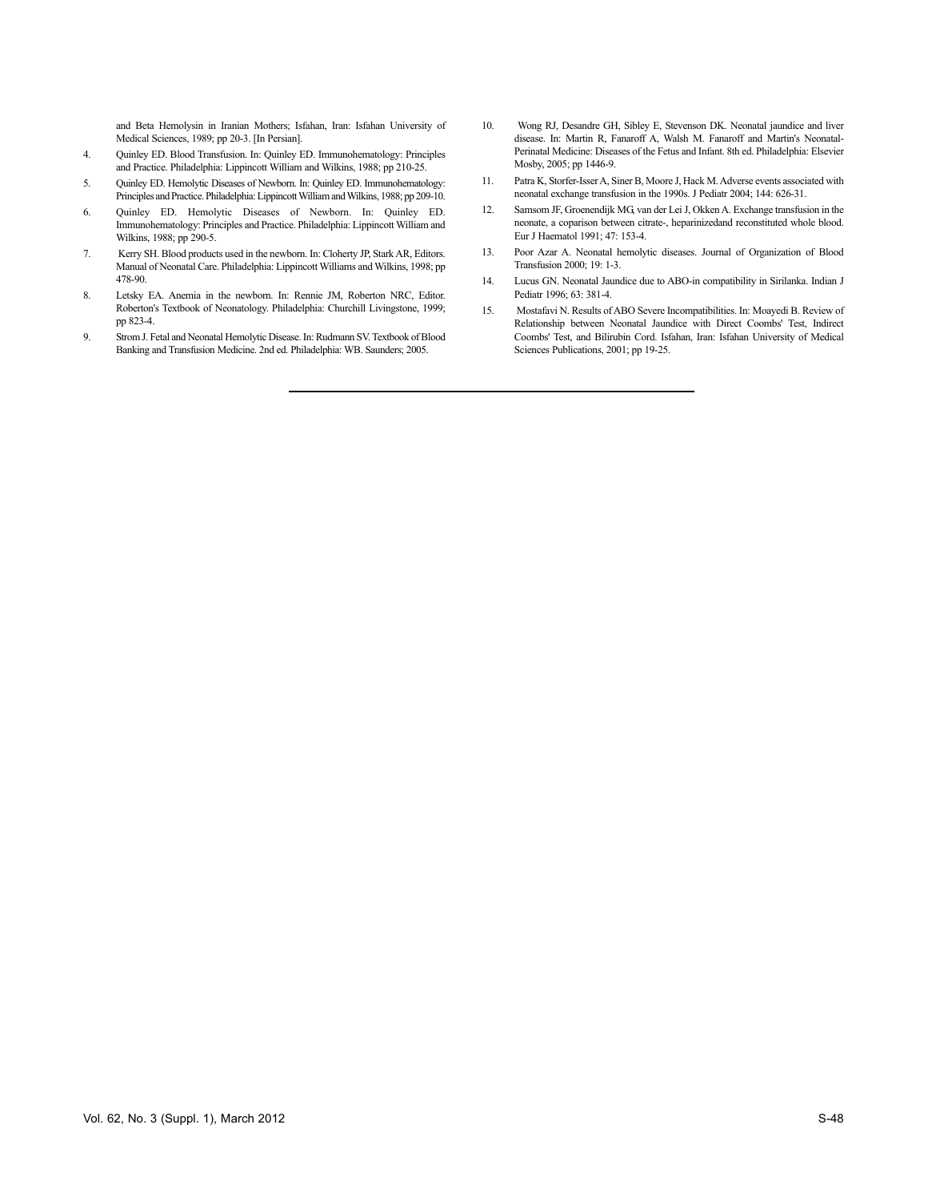and Beta Hemolysin in Iranian Mothers; Isfahan, Iran: Isfahan University of Medical Sciences, 1989; pp 20-3. [In Persian].

4. Quinley ED. Blood Transfusion. In: Quinley ED. Immunohematology: Principles and Practice. Philadelphia: Lippincott William and Wilkins, 1988; pp 210-25.
5. Quinley ED. Hemolytic Diseases of Newborn. In: Quinley ED. Immunohematology: Principles and Practice. Philadelphia: Lippincott William and Wilkins, 1988; pp 209-10.
6. Quinley ED. Hemolytic Diseases of Newborn. In: Quinley ED. Immunohematology: Principles and Practice. Philadelphia: Lippincott William and Wilkins, 1988; pp 290-5.
7. Kerry SH. Blood products used in the newborn. In: Cloherty JP, Stark AR, Editors. Manual of Neonatal Care. Philadelphia: Lippincott Williams and Wilkins, 1998; pp 478-90.
8. Letsky EA. Anemia in the newborn. In: Rennie JM, Roberton NRC, Editor. Roberton's Textbook of Neonatology. Philadelphia: Churchill Livingstone, 1999; pp 823-4.
9. Strom J. Fetal and Neonatal Hemolytic Disease. In: Rudmann SV. Textbook of Blood Banking and Transfusion Medicine. 2nd ed. Philadelphia: WB. Saunders; 2005.
10. Wong RJ, Desandre GH, Sibley E, Stevenson DK. Neonatal jaundice and liver disease. In: Martin R, Fanaroff A, Walsh M. Fanaroff and Martin's Neonatal-Perinatal Medicine: Diseases of the Fetus and Infant. 8th ed. Philadelphia: Elsevier Mosby, 2005; pp 1446-9.
11. Patra K, Storfer-Isser A, Siner B, Moore J, Hack M. Adverse events associated with neonatal exchange transfusion in the 1990s. J Pediatr 2004; 144: 626-31.
12. Samsom JF, Groenendijk MG, van der Lei J, Okken A. Exchange transfusion in the neonate, a coparison between citrate-, heparinizedand reconstituted whole blood. Eur J Haematol 1991; 47: 153-4.
13. Poor Azar A. Neonatal hemolytic diseases. Journal of Organization of Blood Transfusion 2000; 19: 1-3.
14. Lucus GN. Neonatal Jaundice due to ABO-in compatibility in Sirilanka. Indian J Pediatr 1996; 63: 381-4.
15. Mostafavi N. Results of ABO Severe Incompatibilities. In: Moayedi B. Review of Relationship between Neonatal Jaundice with Direct Coombs' Test, Indirect Coombs' Test, and Bilirubin Cord. Isfahan, Iran: Isfahan University of Medical Sciences Publications, 2001; pp 19-25.